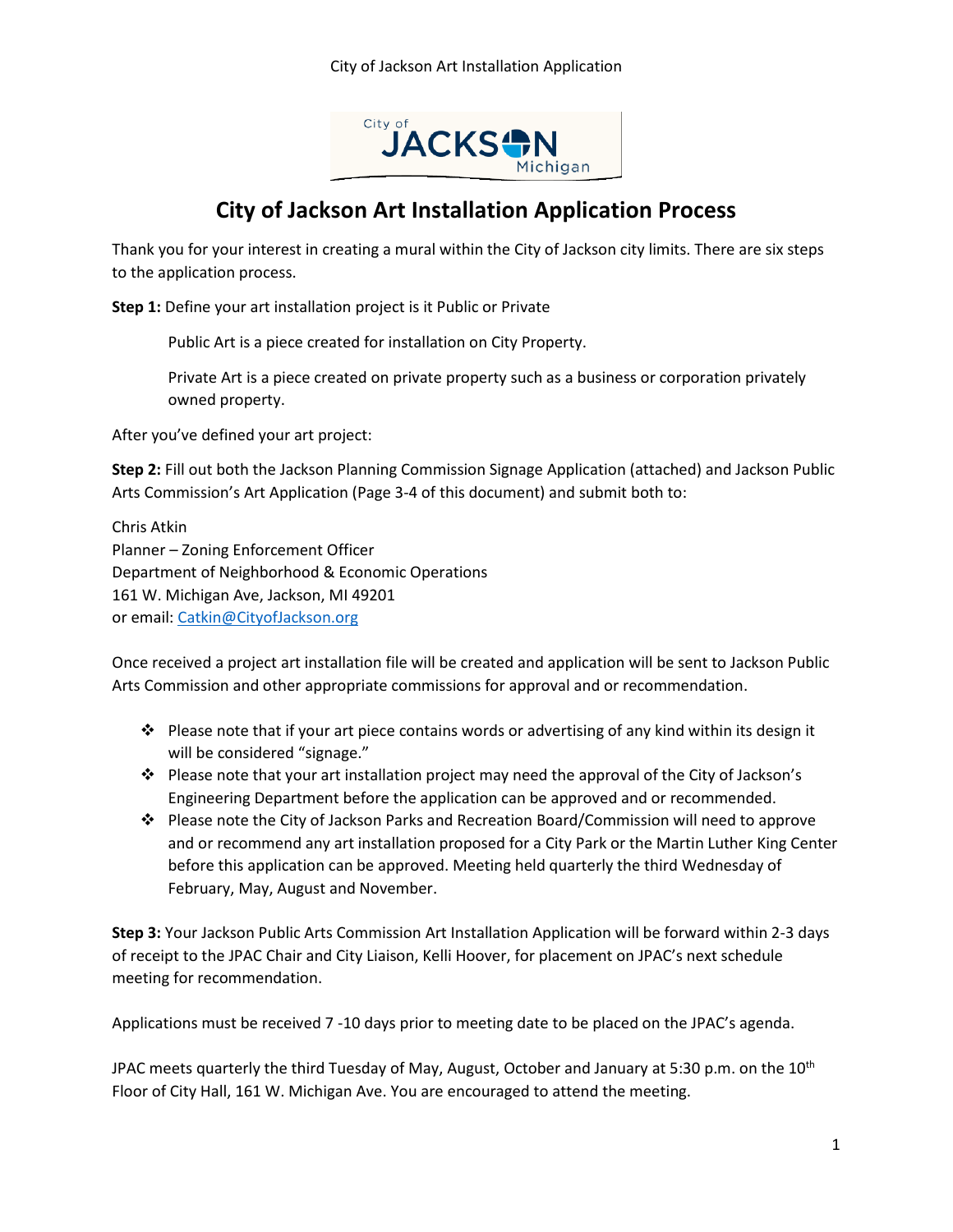# City of Jackson Art Installation Application Process

Thank you for your interest in creating a mural within the City of Jackson city limits. There are six steps to the application process.

**Step 1:** Define your art installation project is it Public or Private

Public Art is a piece created for installation on City Property.

Private Art is a piece created on private property such as a business or corporation privately owned property.

After you've defined your art project:

**Step 2:** Fill out both the Jackson Planning Commission Signage Application (attached) and Jackson Public Arts Commission's Art Application (Page 3-4 of this document) and submit both to:

Chris Atkin
Planner – Zoning Enforcement Officer
Department of Neighborhood & Economic Operations
161 W. Michigan Ave, Jackson, MI 49201
or email: Catkin@CityofJackson.org

Once received a project art installation file will be created and application will be sent to Jackson Public Arts Commission and other appropriate commissions for approval and or recommendation.

- Please note that if your art piece contains words or advertising of any kind within its design it will be considered "signage."
- Please note that your art installation project may need the approval of the City of Jackson's Engineering Department before the application can be approved and or recommended.
- Please note the City of Jackson Parks and Recreation Board/Commission will need to approve and or recommend any art installation proposed for a City Park or the Martin Luther King Center before this application can be approved. Meeting held quarterly the third Wednesday of February, May, August and November.

**Step 3:** Your Jackson Public Arts Commission Art Installation Application will be forward within 2-3 days of receipt to the JPAC Chair and City Liaison, Kelli Hoover, for placement on JPAC's next schedule meeting for recommendation.

Applications must be received 7 -10 days prior to meeting date to be placed on the JPAC's agenda.

JPAC meets quarterly the third Tuesday of May, August, October and January at 5:30 p.m. on the 10th Floor of City Hall, 161 W. Michigan Ave. You are encouraged to attend the meeting.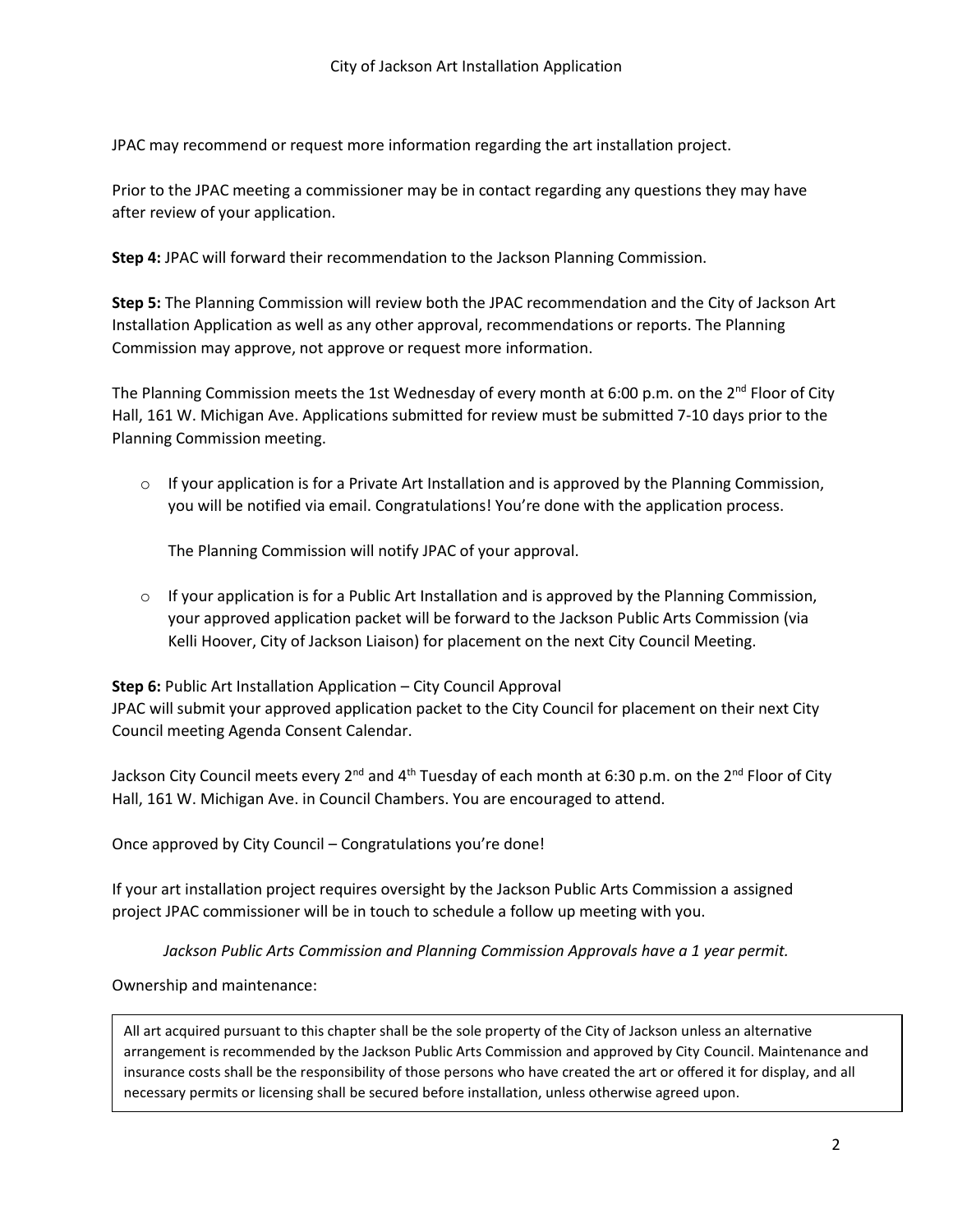JPAC may recommend or request more information regarding the art installation project.

Prior to the JPAC meeting a commissioner may be in contact regarding any questions they may have after review of your application.

**Step 4:** JPAC will forward their recommendation to the Jackson Planning Commission.

**Step 5:** The Planning Commission will review both the JPAC recommendation and the City of Jackson Art Installation Application as well as any other approval, recommendations or reports. The Planning Commission may approve, not approve or request more information.

The Planning Commission meets the 1st Wednesday of every month at 6:00 p.m. on the 2nd Floor of City Hall, 161 W. Michigan Ave. Applications submitted for review must be submitted 7-10 days prior to the Planning Commission meeting.

- If your application is for a Private Art Installation and is approved by the Planning Commission, you will be notified via email. Congratulations! You're done with the application process.

  The Planning Commission will notify JPAC of your approval.

- If your application is for a Public Art Installation and is approved by the Planning Commission, your approved application packet will be forward to the Jackson Public Arts Commission (via Kelli Hoover, City of Jackson Liaison) for placement on the next City Council Meeting.

**Step 6:** Public Art Installation Application – City Council Approval
JPAC will submit your approved application packet to the City Council for placement on their next City Council meeting Agenda Consent Calendar.

Jackson City Council meets every 2nd and 4th Tuesday of each month at 6:30 p.m. on the 2nd Floor of City Hall, 161 W. Michigan Ave. in Council Chambers. You are encouraged to attend.

Once approved by City Council – Congratulations you're done!

If your art installation project requires oversight by the Jackson Public Arts Commission a assigned project JPAC commissioner will be in touch to schedule a follow up meeting with you.

*Jackson Public Arts Commission and Planning Commission Approvals have a 1 year permit.*

Ownership and maintenance:

| All art acquired pursuant to this chapter shall be the sole property of the City of Jackson unless an alternative arrangement is recommended by the Jackson Public Arts Commission and approved by City Council. Maintenance and insurance costs shall be the responsibility of those persons who have created the art or offered it for display, and all necessary permits or licensing shall be secured before installation, unless otherwise agreed upon. |
| --- |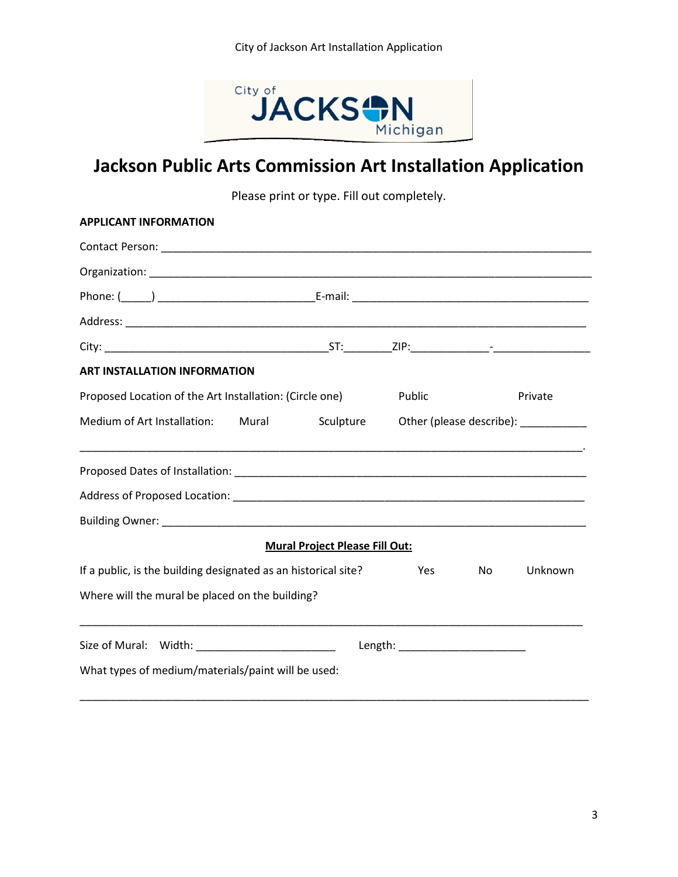# Jackson Public Arts Commission Art Installation Application

Please print or type. Fill out completely.

**APPLICANT INFORMATION**

Contact Person: ___________________________________________________________________________

Organization: ____________________________________________________________________________

Phone: (_____) _________________________E-mail: _______________________________________

Address: ________________________________________________________________________________

City: ____________________________________ST:________ZIP:_____________-________________

**ART INSTALLATION INFORMATION**

Proposed Location of the Art Installation: (Circle one)  Public  Private

Medium of Art Installation:  Mural  Sculpture  Other (please describe): ___________

________________________________________________________________________________.

Proposed Dates of Installation: _____________________________________________________________

Address of Proposed Location: ______________________________________________________________

Building Owner: _____________________________________________________________________

**<u>Mural Project Please Fill Out:</u>**

If a public, is the building designated as an historical site?  Yes  No  Unknown

Where will the mural be placed on the building?

________________________________________________________________________________

Size of Mural:  Width: _______________________  Length: _____________________

What types of medium/materials/paint will be used:

________________________________________________________________________________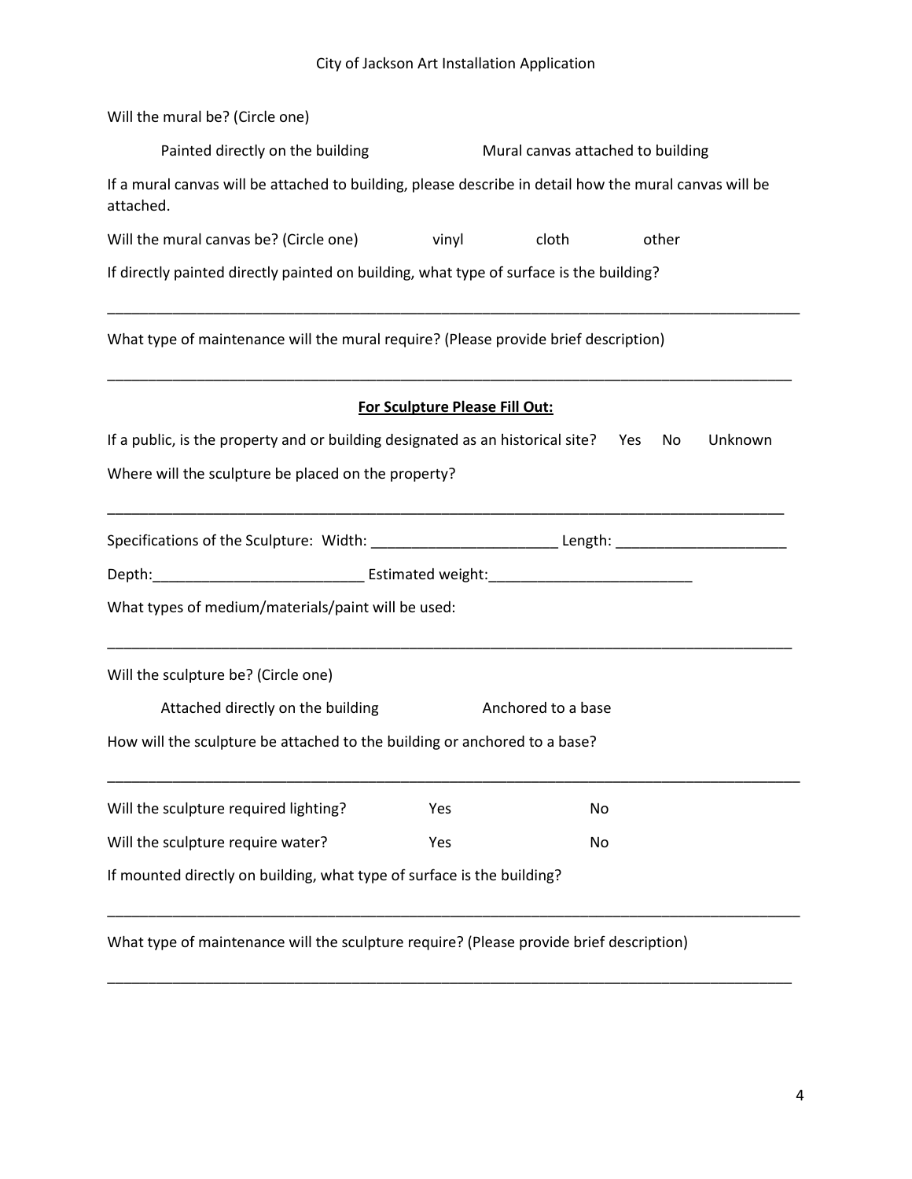Will the mural be? (Circle one)

Painted directly on the building　　　　　Mural canvas attached to building

If a mural canvas will be attached to building, please describe in detail how the mural canvas will be attached.

Will the mural canvas be? (Circle one)　　vinyl　　cloth　　other

If directly painted directly painted on building, what type of surface is the building?

_______________________________________________________________________________

What type of maintenance will the mural require? (Please provide brief description)

_______________________________________________________________________________

**<u>For Sculpture Please Fill Out:</u>**

If a public, is the property and or building designated as an historical site?　Yes　No　Unknown

Where will the sculpture be placed on the property?

_______________________________________________________________________________

Specifications of the Sculpture: Width: ______________________ Length: ____________________

Depth:_________________________ Estimated weight:________________________

What types of medium/materials/paint will be used:

_______________________________________________________________________________

Will the sculpture be? (Circle one)

Attached directly on the building　　　　　Anchored to a base

How will the sculpture be attached to the building or anchored to a base?

_______________________________________________________________________________

Will the sculpture required lighting?　　Yes　　No

Will the sculpture require water?　　Yes　　No

If mounted directly on building, what type of surface is the building?

_______________________________________________________________________________

What type of maintenance will the sculpture require? (Please provide brief description)

_______________________________________________________________________________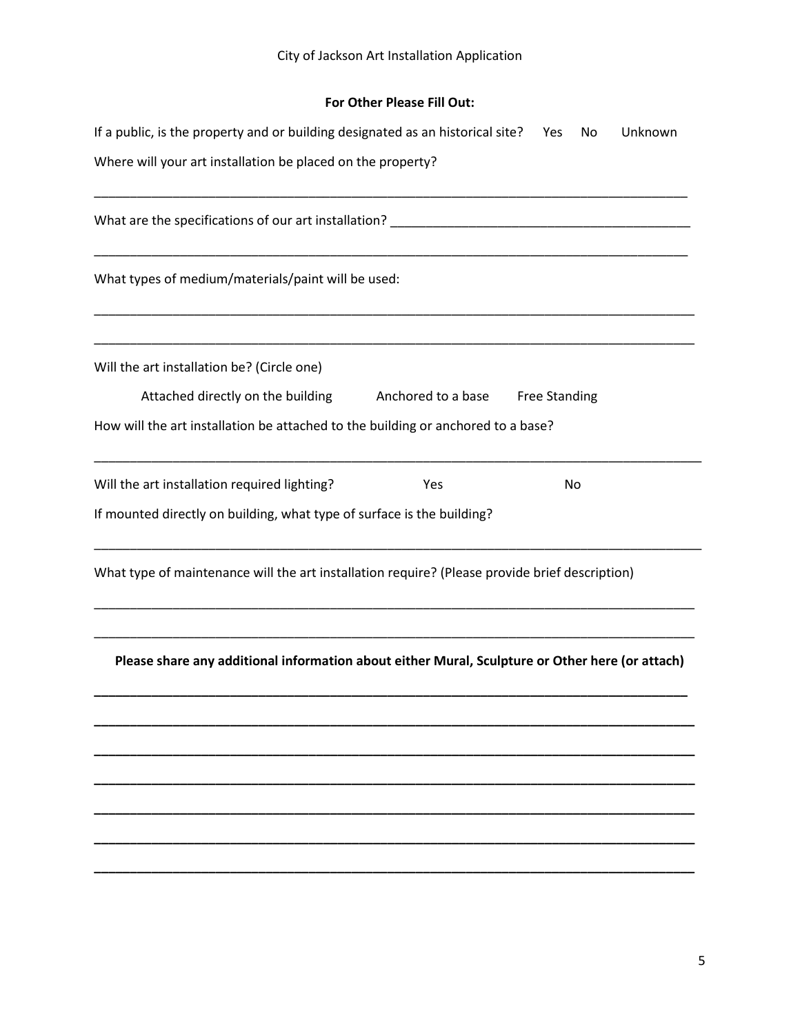City of Jackson Art Installation Application

**For Other Please Fill Out:**

If a public, is the property and or building designated as an historical site? Yes No Unknown

Where will your art installation be placed on the property?

_______________________________________________________________________________

What are the specifications of our art installation? _________________________________________

_______________________________________________________________________________

What types of medium/materials/paint will be used:

_______________________________________________________________________________

_______________________________________________________________________________

Will the art installation be? (Circle one)

Attached directly on the building Anchored to a base Free Standing

How will the art installation be attached to the building or anchored to a base?

_______________________________________________________________________________

Will the art installation required lighting? Yes No

If mounted directly on building, what type of surface is the building?

_______________________________________________________________________________

What type of maintenance will the art installation require? (Please provide brief description)

_______________________________________________________________________________

_______________________________________________________________________________

**Please share any additional information about either Mural, Sculpture or Other here (or attach)**

_______________________________________________________________________________

_______________________________________________________________________________

_______________________________________________________________________________

_______________________________________________________________________________

_______________________________________________________________________________

_______________________________________________________________________________

_______________________________________________________________________________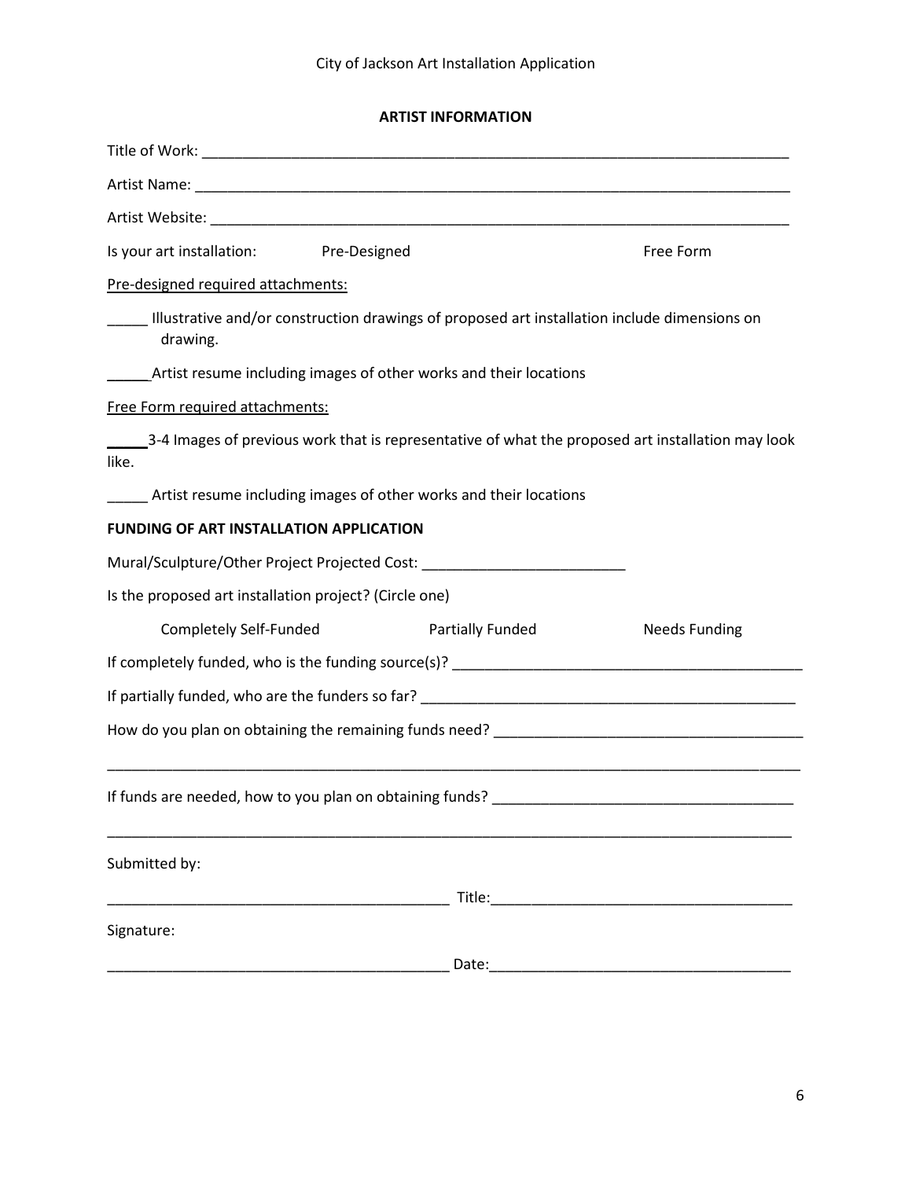City of Jackson Art Installation Application

**ARTIST INFORMATION**

Title of Work: ___________________________________________________________________________

Artist Name: ____________________________________________________________________________

Artist Website: ___________________________________________________________________________

Is your art installation: Pre-Designed Free Form

Pre-designed required attachments:

_____ Illustrative and/or construction drawings of proposed art installation include dimensions on drawing.

_____Artist resume including images of other works and their locations

Free Form required attachments:

_____3-4 Images of previous work that is representative of what the proposed art installation may look like.

_____ Artist resume including images of other works and their locations

**FUNDING OF ART INSTALLATION APPLICATION**

Mural/Sculpture/Other Project Projected Cost: _________________________

Is the proposed art installation project? (Circle one)

Completely Self-Funded Partially Funded Needs Funding

If completely funded, who is the funding source(s)? ___________________________________________

If partially funded, who are the funders so far? _______________________________________________

How do you plan on obtaining the remaining funds need? ______________________________________

___________________________________________________________________________________

If funds are needed, how to you plan on obtaining funds? ______________________________________

___________________________________________________________________________________

Submitted by:

__________________________________________ Title:_____________________________________

Signature:

__________________________________________ Date:_____________________________________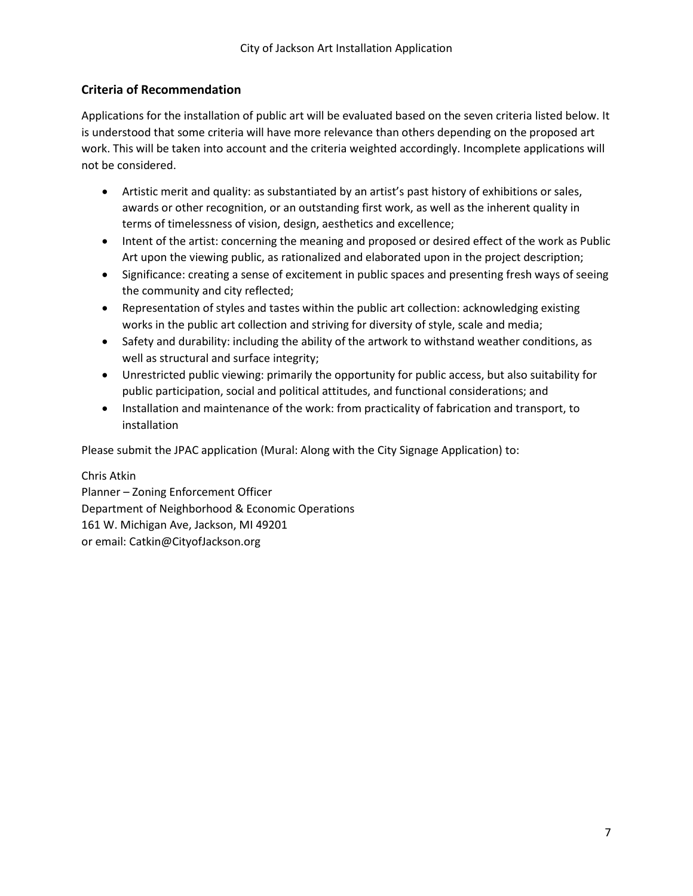## Criteria of Recommendation

Applications for the installation of public art will be evaluated based on the seven criteria listed below. It is understood that some criteria will have more relevance than others depending on the proposed art work. This will be taken into account and the criteria weighted accordingly. Incomplete applications will not be considered.

- Artistic merit and quality: as substantiated by an artist's past history of exhibitions or sales, awards or other recognition, or an outstanding first work, as well as the inherent quality in terms of timelessness of vision, design, aesthetics and excellence;
- Intent of the artist: concerning the meaning and proposed or desired effect of the work as Public Art upon the viewing public, as rationalized and elaborated upon in the project description;
- Significance: creating a sense of excitement in public spaces and presenting fresh ways of seeing the community and city reflected;
- Representation of styles and tastes within the public art collection: acknowledging existing works in the public art collection and striving for diversity of style, scale and media;
- Safety and durability: including the ability of the artwork to withstand weather conditions, as well as structural and surface integrity;
- Unrestricted public viewing: primarily the opportunity for public access, but also suitability for public participation, social and political attitudes, and functional considerations; and
- Installation and maintenance of the work: from practicality of fabrication and transport, to installation

Please submit the JPAC application (Mural: Along with the City Signage Application) to:

Chris Atkin  
Planner – Zoning Enforcement Officer  
Department of Neighborhood & Economic Operations  
161 W. Michigan Ave, Jackson, MI 49201  
or email: Catkin@CityofJackson.org